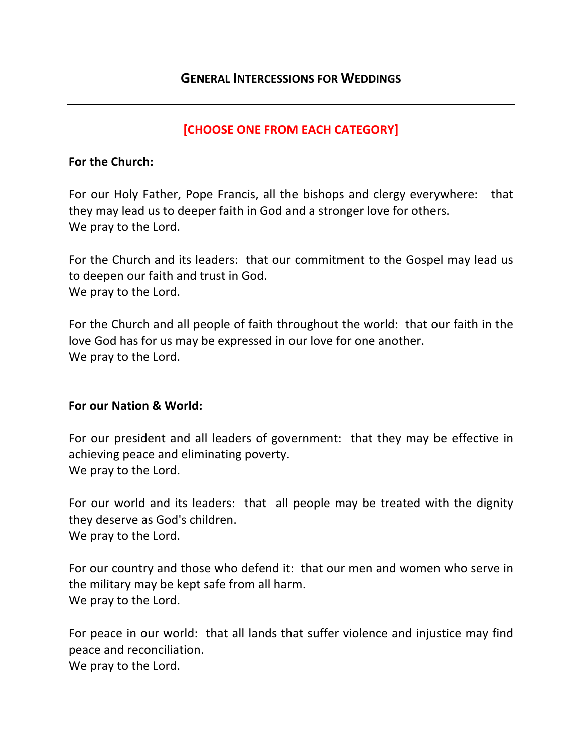# GENERAL INTERCESSIONS FOR WEDDINGS

---

**[CHOOSE ONE FROM EACH CATEGORY]**

**For the Church:**

For our Holy Father, Pope Francis, all the bishops and clergy everywhere: that they may lead us to deeper faith in God and a stronger love for others.
We pray to the Lord.

For the Church and its leaders: that our commitment to the Gospel may lead us to deepen our faith and trust in God.
We pray to the Lord.

For the Church and all people of faith throughout the world: that our faith in the love God has for us may be expressed in our love for one another.
We pray to the Lord.

**For our Nation & World:**

For our president and all leaders of government: that they may be effective in achieving peace and eliminating poverty.
We pray to the Lord.

For our world and its leaders: that all people may be treated with the dignity they deserve as God's children.
We pray to the Lord.

For our country and those who defend it: that our men and women who serve in the military may be kept safe from all harm.
We pray to the Lord.

For peace in our world: that all lands that suffer violence and injustice may find peace and reconciliation.
We pray to the Lord.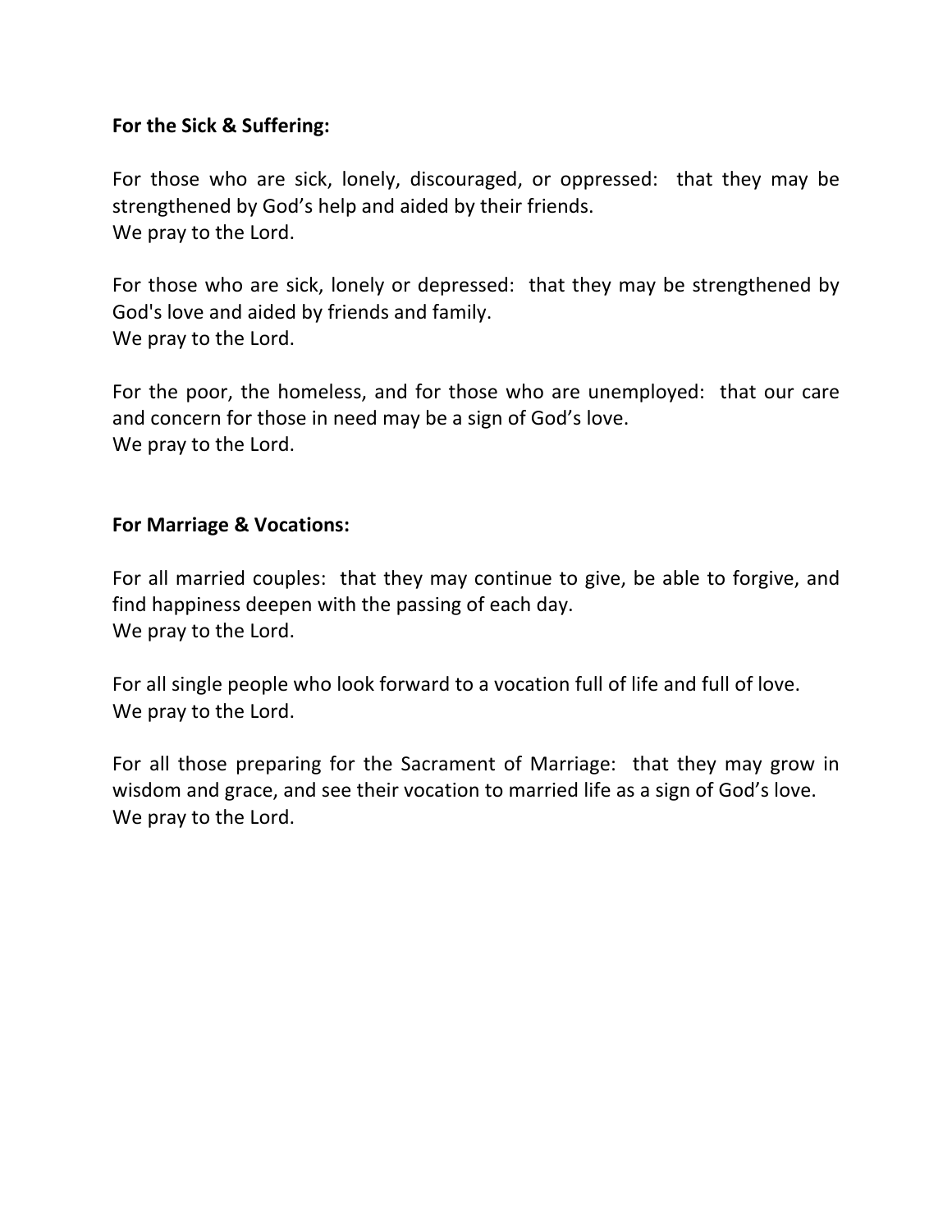**For the Sick & Suffering:**

For those who are sick, lonely, discouraged, or oppressed: that they may be strengthened by God's help and aided by their friends.
We pray to the Lord.

For those who are sick, lonely or depressed: that they may be strengthened by God's love and aided by friends and family.
We pray to the Lord.

For the poor, the homeless, and for those who are unemployed: that our care and concern for those in need may be a sign of God's love.
We pray to the Lord.

**For Marriage & Vocations:**

For all married couples: that they may continue to give, be able to forgive, and find happiness deepen with the passing of each day.
We pray to the Lord.

For all single people who look forward to a vocation full of life and full of love.
We pray to the Lord.

For all those preparing for the Sacrament of Marriage: that they may grow in wisdom and grace, and see their vocation to married life as a sign of God's love.
We pray to the Lord.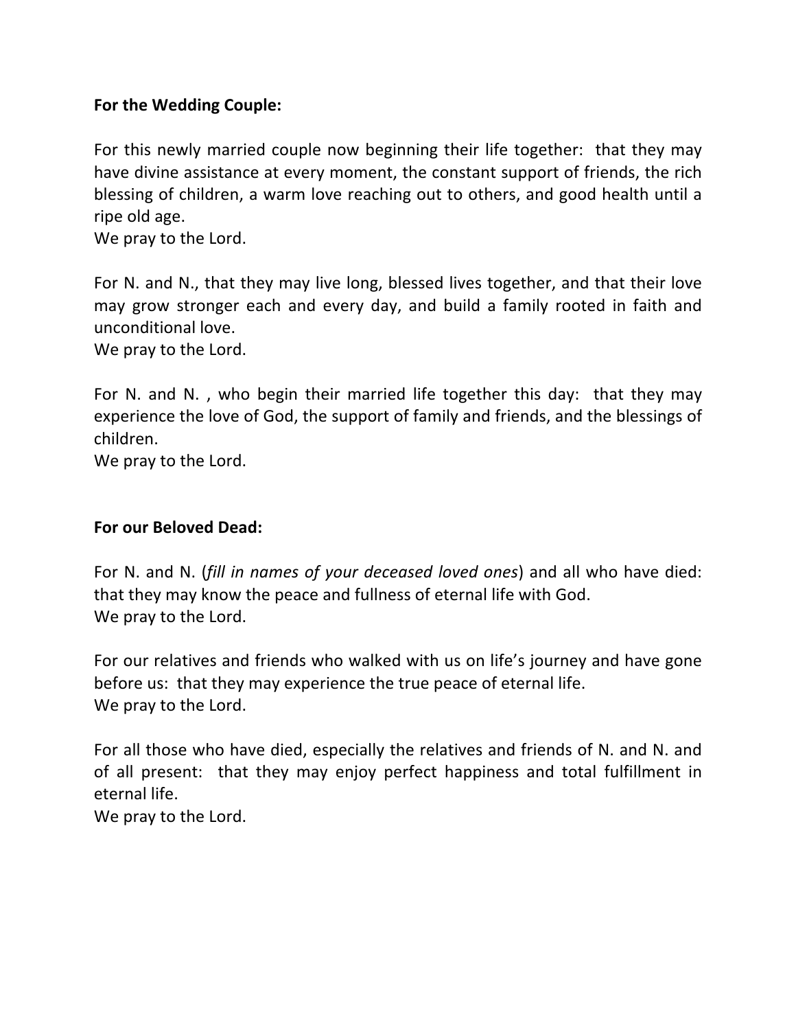**For the Wedding Couple:**

For this newly married couple now beginning their life together: that they may have divine assistance at every moment, the constant support of friends, the rich blessing of children, a warm love reaching out to others, and good health until a ripe old age.
We pray to the Lord.

For N. and N., that they may live long, blessed lives together, and that their love may grow stronger each and every day, and build a family rooted in faith and unconditional love.
We pray to the Lord.

For N. and N. , who begin their married life together this day: that they may experience the love of God, the support of family and friends, and the blessings of children.
We pray to the Lord.

**For our Beloved Dead:**

For N. and N. (*fill in names of your deceased loved ones*) and all who have died: that they may know the peace and fullness of eternal life with God.
We pray to the Lord.

For our relatives and friends who walked with us on life's journey and have gone before us: that they may experience the true peace of eternal life.
We pray to the Lord.

For all those who have died, especially the relatives and friends of N. and N. and of all present: that they may enjoy perfect happiness and total fulfillment in eternal life.
We pray to the Lord.